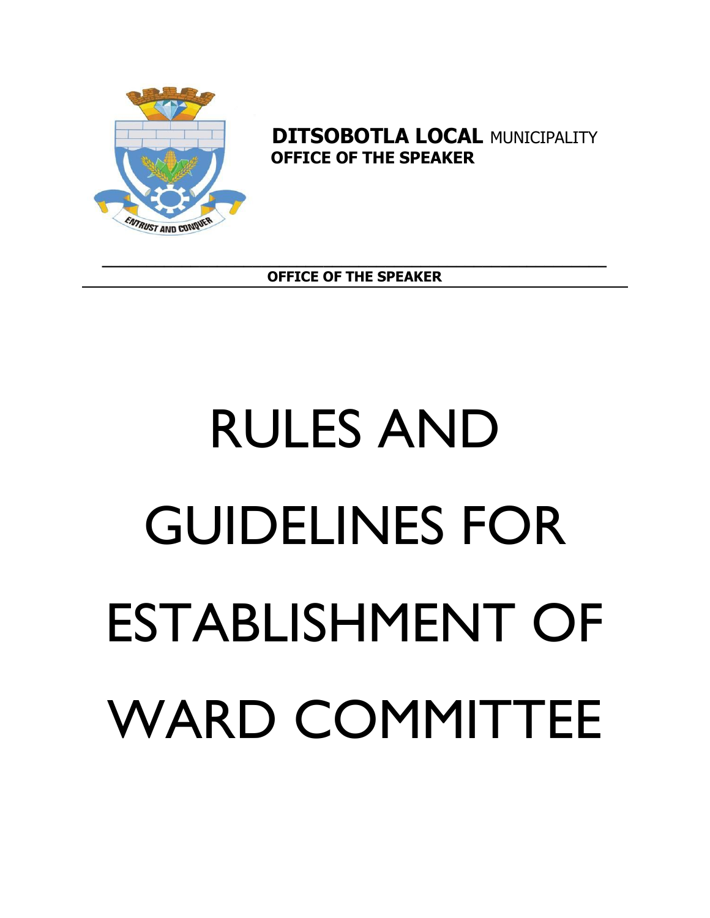**DITSOBOTLA LOCAL** MUNICIPALITY
**OFFICE OF THE SPEAKER**

ENTRUST AND CONQUER

**OFFICE OF THE SPEAKER**

# RULES AND GUIDELINES FOR ESTABLISHMENT OF WARD COMMITTEE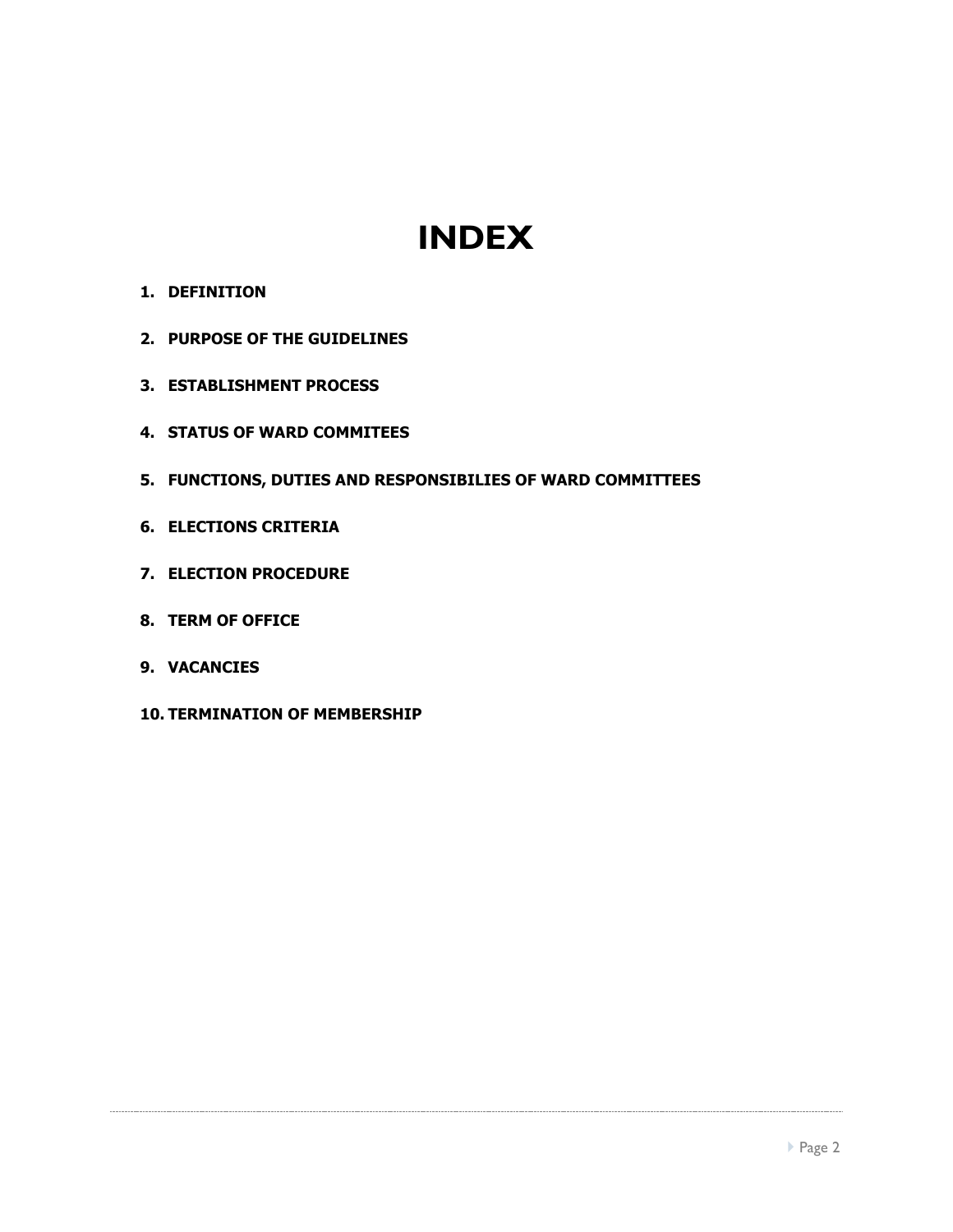# INDEX

1. **DEFINITION**
2. **PURPOSE OF THE GUIDELINES**
3. **ESTABLISHMENT PROCESS**
4. **STATUS OF WARD COMMITEES**
5. **FUNCTIONS, DUTIES AND RESPONSIBILIES OF WARD COMMITTEES**
6. **ELECTIONS CRITERIA**
7. **ELECTION PROCEDURE**
8. **TERM OF OFFICE**
9. **VACANCIES**
10. **TERMINATION OF MEMBERSHIP**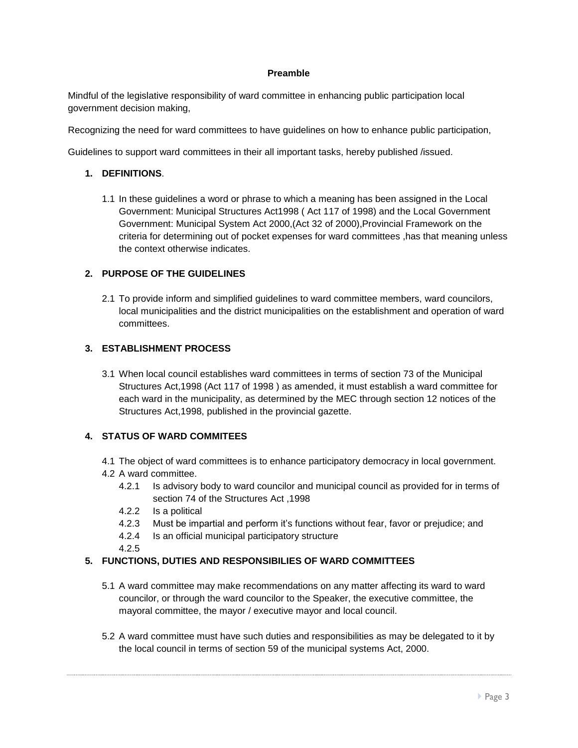**Preamble**

Mindful of the legislative responsibility of ward committee in enhancing public participation local government decision making,

Recognizing the need for ward committees to have guidelines on how to enhance public participation,

Guidelines to support ward committees in their all important tasks, hereby published /issued.

1. **DEFINITIONS**.

   1.1 In these guidelines a word or phrase to which a meaning has been assigned in the Local Government: Municipal Structures Act1998 ( Act 117 of 1998) and the Local Government Government: Municipal System Act 2000,(Act 32 of 2000),Provincial Framework on the criteria for determining out of pocket expenses for ward committees ,has that meaning unless the context otherwise indicates.

2. **PURPOSE OF THE GUIDELINES**

   2.1 To provide inform and simplified guidelines to ward committee members, ward councilors, local municipalities and the district municipalities on the establishment and operation of ward committees.

3. **ESTABLISHMENT PROCESS**

   3.1 When local council establishes ward committees in terms of section 73 of the Municipal Structures Act,1998 (Act 117 of 1998 ) as amended, it must establish a ward committee for each ward in the municipality, as determined by the MEC through section 12 notices of the Structures Act,1998, published in the provincial gazette.

4. **STATUS OF WARD COMMITEES**

   4.1 The object of ward committees is to enhance participatory democracy in local government.

   4.2 A ward committee.

      4.2.1 Is advisory body to ward councilor and municipal council as provided for in terms of section 74 of the Structures Act ,1998

      4.2.2 Is a political

      4.2.3 Must be impartial and perform it's functions without fear, favor or prejudice; and

      4.2.4 Is an official municipal participatory structure

      4.2.5

5. **FUNCTIONS, DUTIES AND RESPONSIBILIES OF WARD COMMITTEES**

   5.1 A ward committee may make recommendations on any matter affecting its ward to ward councilor, or through the ward councilor to the Speaker, the executive committee, the mayoral committee, the mayor / executive mayor and local council.

   5.2 A ward committee must have such duties and responsibilities as may be delegated to it by the local council in terms of section 59 of the municipal systems Act, 2000.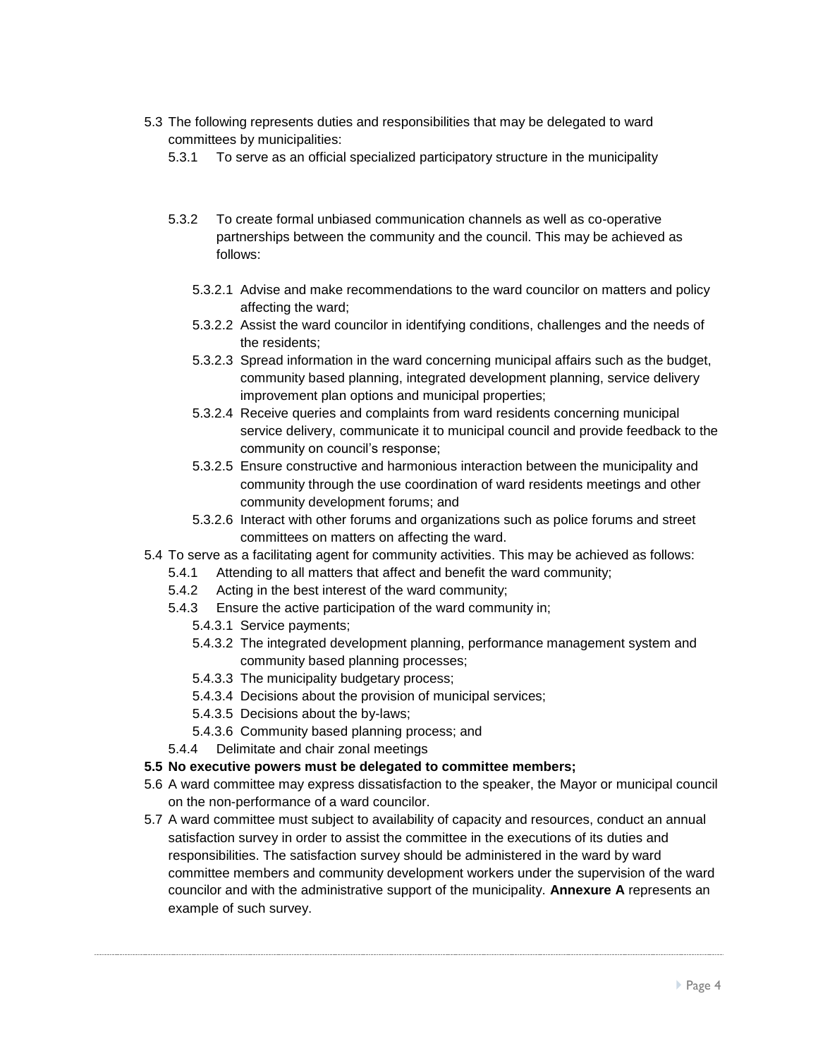5.3 The following represents duties and responsibilities that may be delegated to ward committees by municipalities:

  5.3.1 To serve as an official specialized participatory structure in the municipality

  5.3.2 To create formal unbiased communication channels as well as co-operative partnerships between the community and the council. This may be achieved as follows:

    5.3.2.1 Advise and make recommendations to the ward councilor on matters and policy affecting the ward;

    5.3.2.2 Assist the ward councilor in identifying conditions, challenges and the needs of the residents;

    5.3.2.3 Spread information in the ward concerning municipal affairs such as the budget, community based planning, integrated development planning, service delivery improvement plan options and municipal properties;

    5.3.2.4 Receive queries and complaints from ward residents concerning municipal service delivery, communicate it to municipal council and provide feedback to the community on council's response;

    5.3.2.5 Ensure constructive and harmonious interaction between the municipality and community through the use coordination of ward residents meetings and other community development forums; and

    5.3.2.6 Interact with other forums and organizations such as police forums and street committees on matters on affecting the ward.

5.4 To serve as a facilitating agent for community activities. This may be achieved as follows:

  5.4.1 Attending to all matters that affect and benefit the ward community;

  5.4.2 Acting in the best interest of the ward community;

  5.4.3 Ensure the active participation of the ward community in;

    5.4.3.1 Service payments;

    5.4.3.2 The integrated development planning, performance management system and community based planning processes;

    5.4.3.3 The municipality budgetary process;

    5.4.3.4 Decisions about the provision of municipal services;

    5.4.3.5 Decisions about the by-laws;

    5.4.3.6 Community based planning process; and

  5.4.4 Delimitate and chair zonal meetings

**5.5 No executive powers must be delegated to committee members;**

5.6 A ward committee may express dissatisfaction to the speaker, the Mayor or municipal council on the non-performance of a ward councilor.

5.7 A ward committee must subject to availability of capacity and resources, conduct an annual satisfaction survey in order to assist the committee in the executions of its duties and responsibilities. The satisfaction survey should be administered in the ward by ward committee members and community development workers under the supervision of the ward councilor and with the administrative support of the municipality. **Annexure A** represents an example of such survey.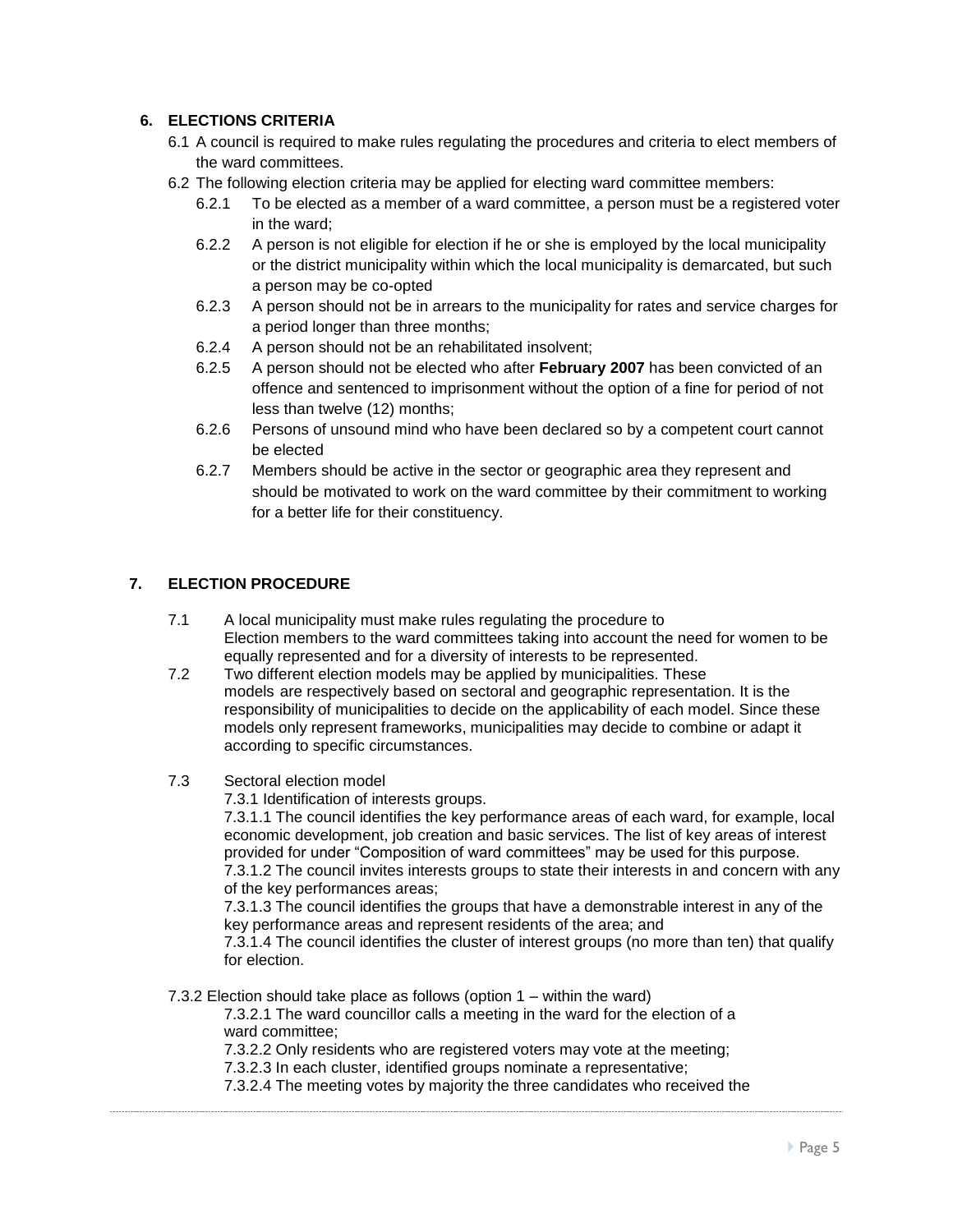## 6. ELECTIONS CRITERIA

6.1 A council is required to make rules regulating the procedures and criteria to elect members of the ward committees.

6.2 The following election criteria may be applied for electing ward committee members:

6.2.1 To be elected as a member of a ward committee, a person must be a registered voter in the ward;

6.2.2 A person is not eligible for election if he or she is employed by the local municipality or the district municipality within which the local municipality is demarcated, but such a person may be co-opted

6.2.3 A person should not be in arrears to the municipality for rates and service charges for a period longer than three months;

6.2.4 A person should not be an rehabilitated insolvent;

6.2.5 A person should not be elected who after **February 2007** has been convicted of an offence and sentenced to imprisonment without the option of a fine for period of not less than twelve (12) months;

6.2.6 Persons of unsound mind who have been declared so by a competent court cannot be elected

6.2.7 Members should be active in the sector or geographic area they represent and should be motivated to work on the ward committee by their commitment to working for a better life for their constituency.

## 7. ELECTION PROCEDURE

7.1 A local municipality must make rules regulating the procedure to Election members to the ward committees taking into account the need for women to be equally represented and for a diversity of interests to be represented.

7.2 Two different election models may be applied by municipalities. These models are respectively based on sectoral and geographic representation. It is the responsibility of municipalities to decide on the applicability of each model. Since these models only represent frameworks, municipalities may decide to combine or adapt it according to specific circumstances.

7.3 Sectoral election model

7.3.1 Identification of interests groups.

7.3.1.1 The council identifies the key performance areas of each ward, for example, local economic development, job creation and basic services. The list of key areas of interest provided for under "Composition of ward committees" may be used for this purpose.

7.3.1.2 The council invites interests groups to state their interests in and concern with any of the key performances areas;

7.3.1.3 The council identifies the groups that have a demonstrable interest in any of the key performance areas and represent residents of the area; and

7.3.1.4 The council identifies the cluster of interest groups (no more than ten) that qualify for election.

7.3.2 Election should take place as follows (option 1 – within the ward)

7.3.2.1 The ward councillor calls a meeting in the ward for the election of a ward committee;

7.3.2.2 Only residents who are registered voters may vote at the meeting;

7.3.2.3 In each cluster, identified groups nominate a representative;

7.3.2.4 The meeting votes by majority the three candidates who received the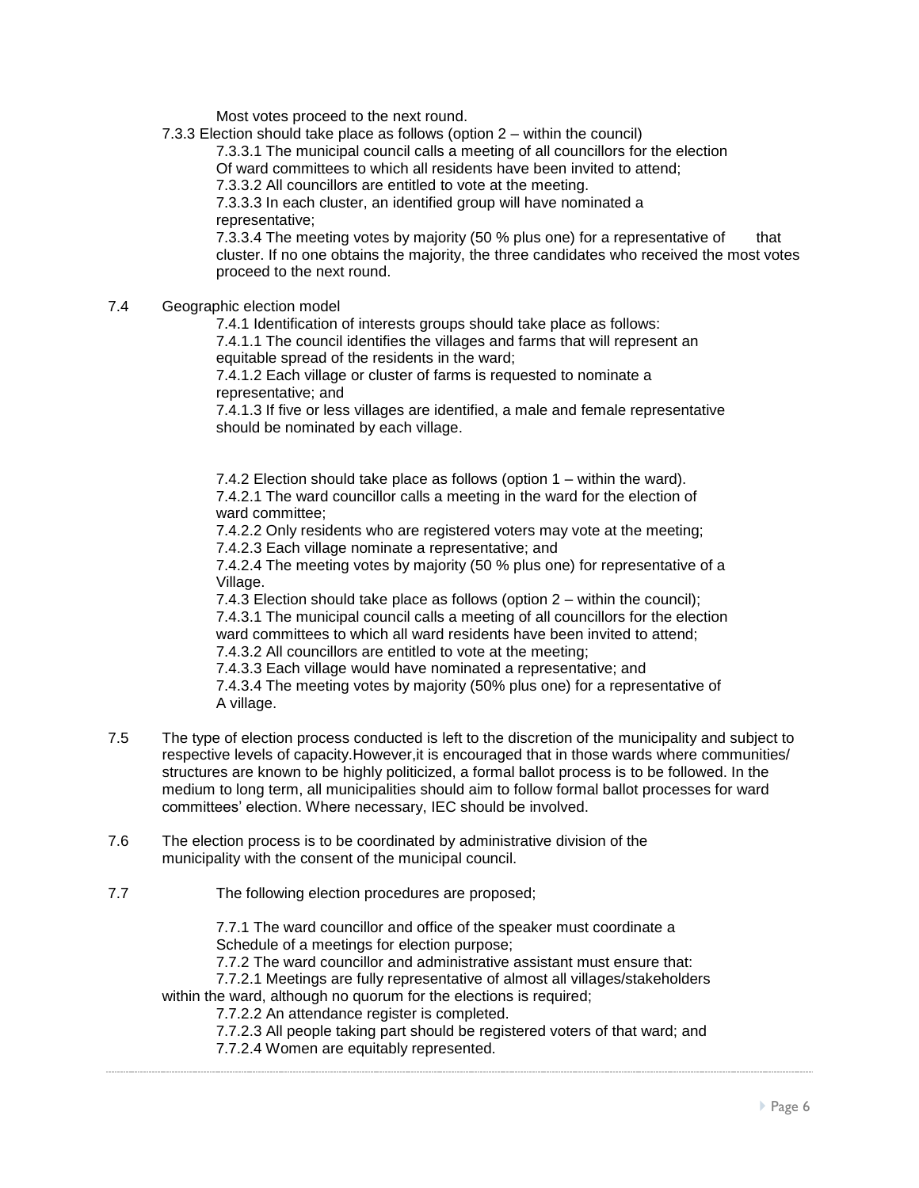Most votes proceed to the next round.

7.3.3 Election should take place as follows (option 2 – within the council)

7.3.3.1 The municipal council calls a meeting of all councillors for the election Of ward committees to which all residents have been invited to attend;

7.3.3.2 All councillors are entitled to vote at the meeting.

7.3.3.3 In each cluster, an identified group will have nominated a representative;

7.3.3.4 The meeting votes by majority (50 % plus one) for a representative of that cluster. If no one obtains the majority, the three candidates who received the most votes proceed to the next round.

7.4 Geographic election model

7.4.1 Identification of interests groups should take place as follows:

7.4.1.1 The council identifies the villages and farms that will represent an equitable spread of the residents in the ward;

7.4.1.2 Each village or cluster of farms is requested to nominate a representative; and

7.4.1.3 If five or less villages are identified, a male and female representative should be nominated by each village.

7.4.2 Election should take place as follows (option 1 – within the ward).

7.4.2.1 The ward councillor calls a meeting in the ward for the election of ward committee;

7.4.2.2 Only residents who are registered voters may vote at the meeting;

7.4.2.3 Each village nominate a representative; and

7.4.2.4 The meeting votes by majority (50 % plus one) for representative of a Village.

7.4.3 Election should take place as follows (option 2 – within the council);

7.4.3.1 The municipal council calls a meeting of all councillors for the election ward committees to which all ward residents have been invited to attend;

7.4.3.2 All councillors are entitled to vote at the meeting;

7.4.3.3 Each village would have nominated a representative; and

7.4.3.4 The meeting votes by majority (50% plus one) for a representative of A village.

7.5 The type of election process conducted is left to the discretion of the municipality and subject to respective levels of capacity.However,it is encouraged that in those wards where communities/ structures are known to be highly politicized, a formal ballot process is to be followed. In the medium to long term, all municipalities should aim to follow formal ballot processes for ward committees' election. Where necessary, IEC should be involved.

7.6 The election process is to be coordinated by administrative division of the municipality with the consent of the municipal council.

7.7 The following election procedures are proposed;

7.7.1 The ward councillor and office of the speaker must coordinate a Schedule of a meetings for election purpose;

7.7.2 The ward councillor and administrative assistant must ensure that:

7.7.2.1 Meetings are fully representative of almost all villages/stakeholders within the ward, although no quorum for the elections is required;

7.7.2.2 An attendance register is completed.

7.7.2.3 All people taking part should be registered voters of that ward; and

7.7.2.4 Women are equitably represented.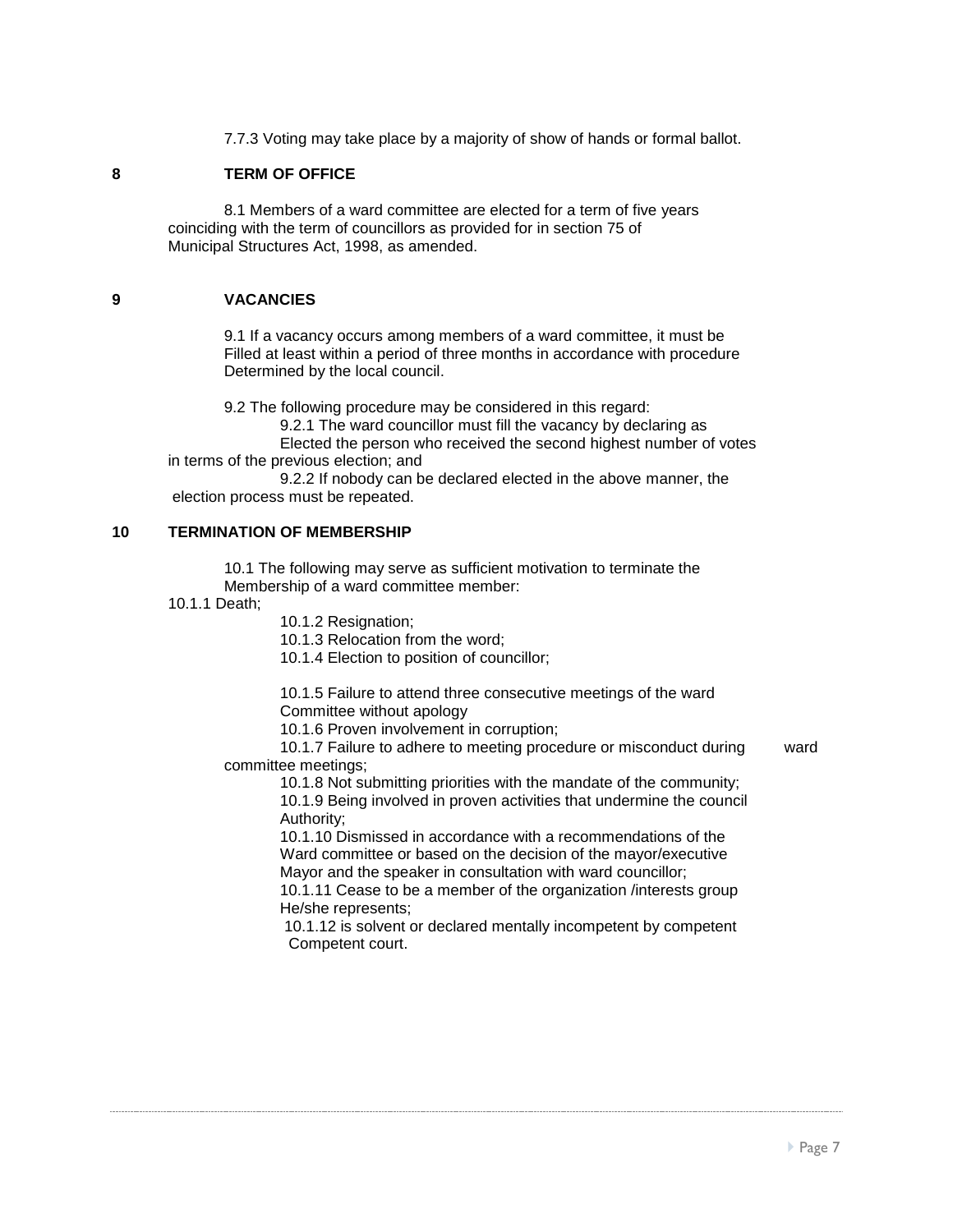7.7.3 Voting may take place by a majority of show of hands or formal ballot.

## 8 TERM OF OFFICE

8.1 Members of a ward committee are elected for a term of five years coinciding with the term of councillors as provided for in section 75 of Municipal Structures Act, 1998, as amended.

## 9 VACANCIES

9.1 If a vacancy occurs among members of a ward committee, it must be Filled at least within a period of three months in accordance with procedure Determined by the local council.

9.2 The following procedure may be considered in this regard:

9.2.1 The ward councillor must fill the vacancy by declaring as Elected the person who received the second highest number of votes in terms of the previous election; and

9.2.2 If nobody can be declared elected in the above manner, the election process must be repeated.

## 10 TERMINATION OF MEMBERSHIP

10.1 The following may serve as sufficient motivation to terminate the Membership of a ward committee member:

10.1.1 Death;

10.1.2 Resignation;

10.1.3 Relocation from the word;

10.1.4 Election to position of councillor;

10.1.5 Failure to attend three consecutive meetings of the ward Committee without apology

10.1.6 Proven involvement in corruption;

10.1.7 Failure to adhere to meeting procedure or misconduct during ward committee meetings;

10.1.8 Not submitting priorities with the mandate of the community;

10.1.9 Being involved in proven activities that undermine the council Authority;

10.1.10 Dismissed in accordance with a recommendations of the Ward committee or based on the decision of the mayor/executive Mayor and the speaker in consultation with ward councillor;

10.1.11 Cease to be a member of the organization /interests group He/she represents;

10.1.12 is solvent or declared mentally incompetent by competent Competent court.